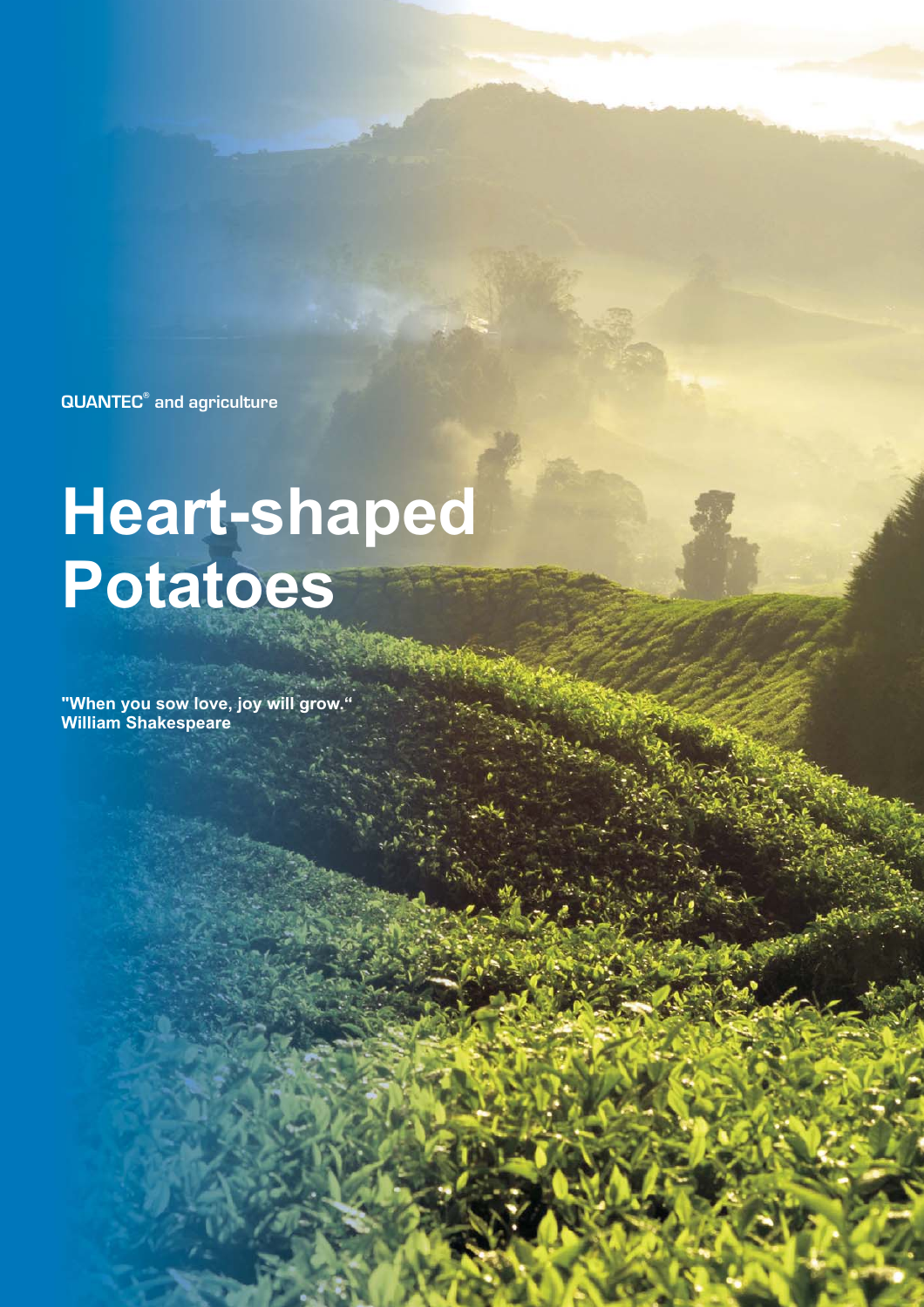QUANTEC® and agriculture

# Heart-shaped Potatoes

**"When you sow love, joy will grow."**
**William Shakespeare**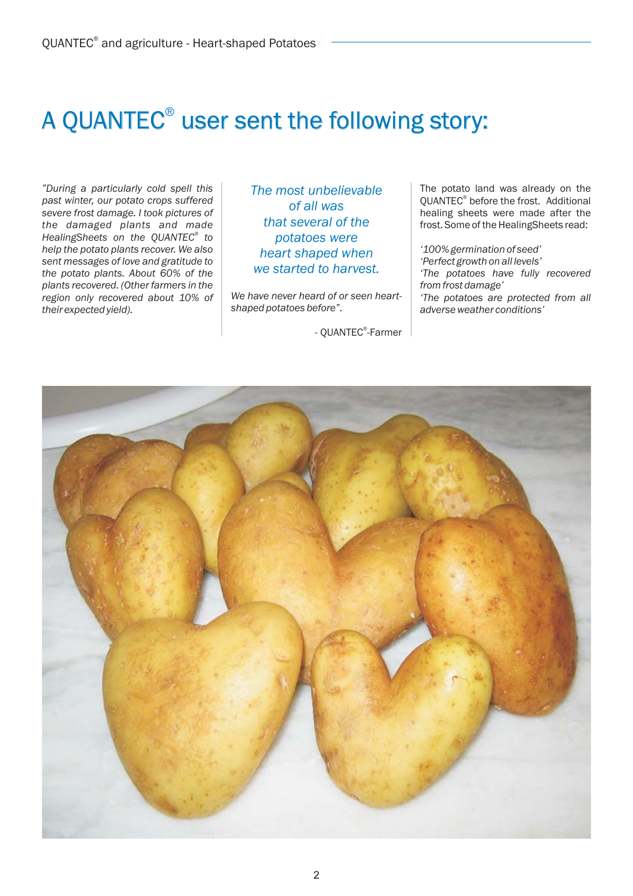# A QUANTEC® user sent the following story:

*"During a particularly cold spell this past winter, our potato crops suffered severe frost damage. I took pictures of the damaged plants and made HealingSheets on the QUANTEC® to help the potato plants recover. We also sent messages of love and gratitude to the potato plants. About 60% of the plants recovered. (Other farmers in the region only recovered about 10% of their expected yield).*

*The most unbelievable of all was that several of the potatoes were heart shaped when we started to harvest.*

*We have never heard of or seen heart-shaped potatoes before".*

- QUANTEC®-Farmer

The potato land was already on the QUANTEC® before the frost. Additional healing sheets were made after the frost. Some of the HealingSheets read:

*'100% germination of seed'*
*'Perfect growth on all levels'*
*'The potatoes have fully recovered from frost damage'*
*'The potatoes are protected from all adverse weather conditions'*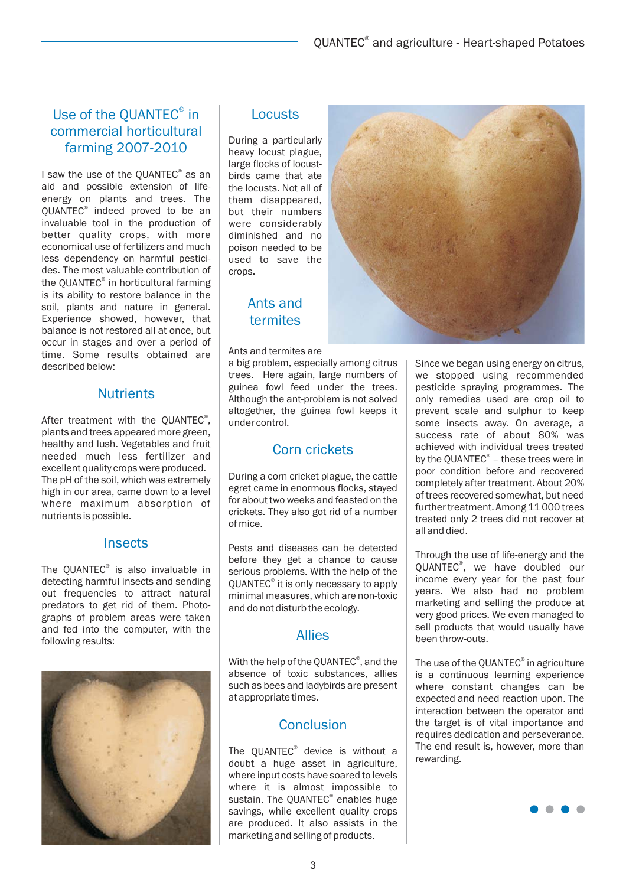## Use of the QUANTEC® in commercial horticultural farming 2007-2010

I saw the use of the QUANTEC® as an aid and possible extension of life-energy on plants and trees. The QUANTEC® indeed proved to be an invaluable tool in the production of better quality crops, with more economical use of fertilizers and much less dependency on harmful pesticides. The most valuable contribution of the QUANTEC® in horticultural farming is its ability to restore balance in the soil, plants and nature in general. Experience showed, however, that balance is not restored all at once, but occur in stages and over a period of time. Some results obtained are described below:

### Nutrients

After treatment with the QUANTEC®, plants and trees appeared more green, healthy and lush. Vegetables and fruit needed much less fertilizer and excellent quality crops were produced. The pH of the soil, which was extremely high in our area, came down to a level where maximum absorption of nutrients is possible.

### Insects

The QUANTEC® is also invaluable in detecting harmful insects and sending out frequencies to attract natural predators to get rid of them. Photographs of problem areas were taken and fed into the computer, with the following results:

### Locusts

During a particularly heavy locust plague, large flocks of locust-birds came that ate the locusts. Not all of them disappeared, but their numbers were considerably diminished and no poison needed to be used to save the crops.

### Ants and termites

Ants and termites are a big problem, especially among citrus trees. Here again, large numbers of guinea fowl feed under the trees. Although the ant-problem is not solved altogether, the guinea fowl keeps it under control.

### Corn crickets

During a corn cricket plague, the cattle egret came in enormous flocks, stayed for about two weeks and feasted on the crickets. They also got rid of a number of mice.

Pests and diseases can be detected before they get a chance to cause serious problems. With the help of the QUANTEC® it is only necessary to apply minimal measures, which are non-toxic and do not disturb the ecology.

### Allies

With the help of the QUANTEC®, and the absence of toxic substances, allies such as bees and ladybirds are present at appropriate times.

### Conclusion

The QUANTEC® device is without a doubt a huge asset in agriculture, where input costs have soared to levels where it is almost impossible to sustain. The QUANTEC® enables huge savings, while excellent quality crops are produced. It also assists in the marketing and selling of products.

Since we began using energy on citrus, we stopped using recommended pesticide spraying programmes. The only remedies used are crop oil to prevent scale and sulphur to keep some insects away. On average, a success rate of about 80% was achieved with individual trees treated by the QUANTEC® – these trees were in poor condition before and recovered completely after treatment. About 20% of trees recovered somewhat, but need further treatment. Among 11 000 trees treated only 2 trees did not recover at all and died.

Through the use of life-energy and the QUANTEC®, we have doubled our income every year for the past four years. We also had no problem marketing and selling the produce at very good prices. We even managed to sell products that would usually have been throw-outs.

The use of the QUANTEC® in agriculture is a continuous learning experience where constant changes can be expected and need reaction upon. The interaction between the operator and the target is of vital importance and requires dedication and perseverance. The end result is, however, more than rewarding.